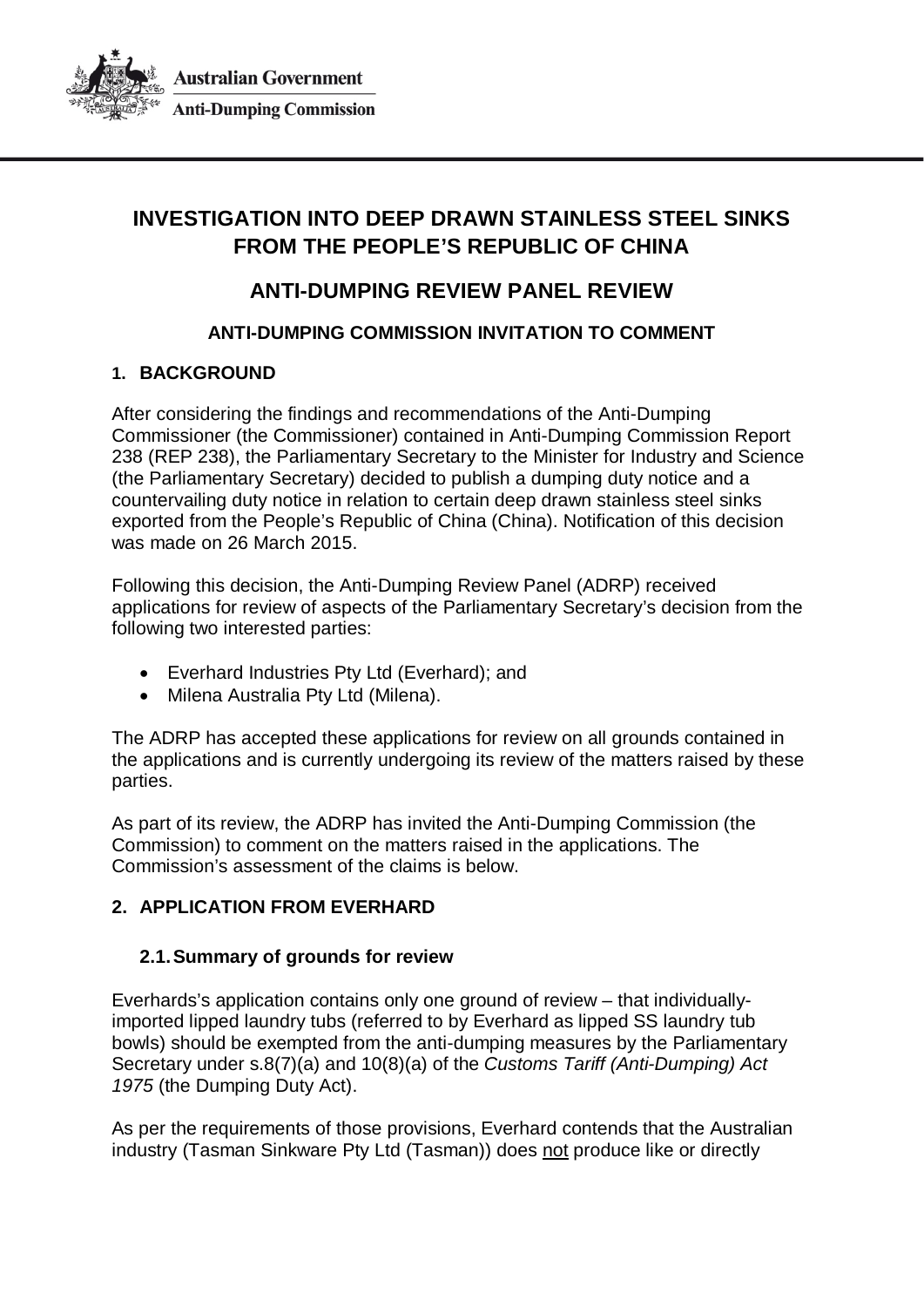Australian Government

Anti-Dumping Commission

# INVESTIGATION INTO DEEP DRAWN STAINLESS STEEL SINKS FROM THE PEOPLE'S REPUBLIC OF CHINA

## ANTI-DUMPING REVIEW PANEL REVIEW

### ANTI-DUMPING COMMISSION INVITATION TO COMMENT

### 1. BACKGROUND

After considering the findings and recommendations of the Anti-Dumping Commissioner (the Commissioner) contained in Anti-Dumping Commission Report 238 (REP 238), the Parliamentary Secretary to the Minister for Industry and Science (the Parliamentary Secretary) decided to publish a dumping duty notice and a countervailing duty notice in relation to certain deep drawn stainless steel sinks exported from the People's Republic of China (China). Notification of this decision was made on 26 March 2015.

Following this decision, the Anti-Dumping Review Panel (ADRP) received applications for review of aspects of the Parliamentary Secretary's decision from the following two interested parties:

- Everhard Industries Pty Ltd (Everhard); and
- Milena Australia Pty Ltd (Milena).

The ADRP has accepted these applications for review on all grounds contained in the applications and is currently undergoing its review of the matters raised by these parties.

As part of its review, the ADRP has invited the Anti-Dumping Commission (the Commission) to comment on the matters raised in the applications. The Commission's assessment of the claims is below.

### 2. APPLICATION FROM EVERHARD

#### 2.1. Summary of grounds for review

Everhards's application contains only one ground of review – that individually-imported lipped laundry tubs (referred to by Everhard as lipped SS laundry tub bowls) should be exempted from the anti-dumping measures by the Parliamentary Secretary under s.8(7)(a) and 10(8)(a) of the *Customs Tariff (Anti-Dumping) Act 1975* (the Dumping Duty Act).

As per the requirements of those provisions, Everhard contends that the Australian industry (Tasman Sinkware Pty Ltd (Tasman)) does not produce like or directly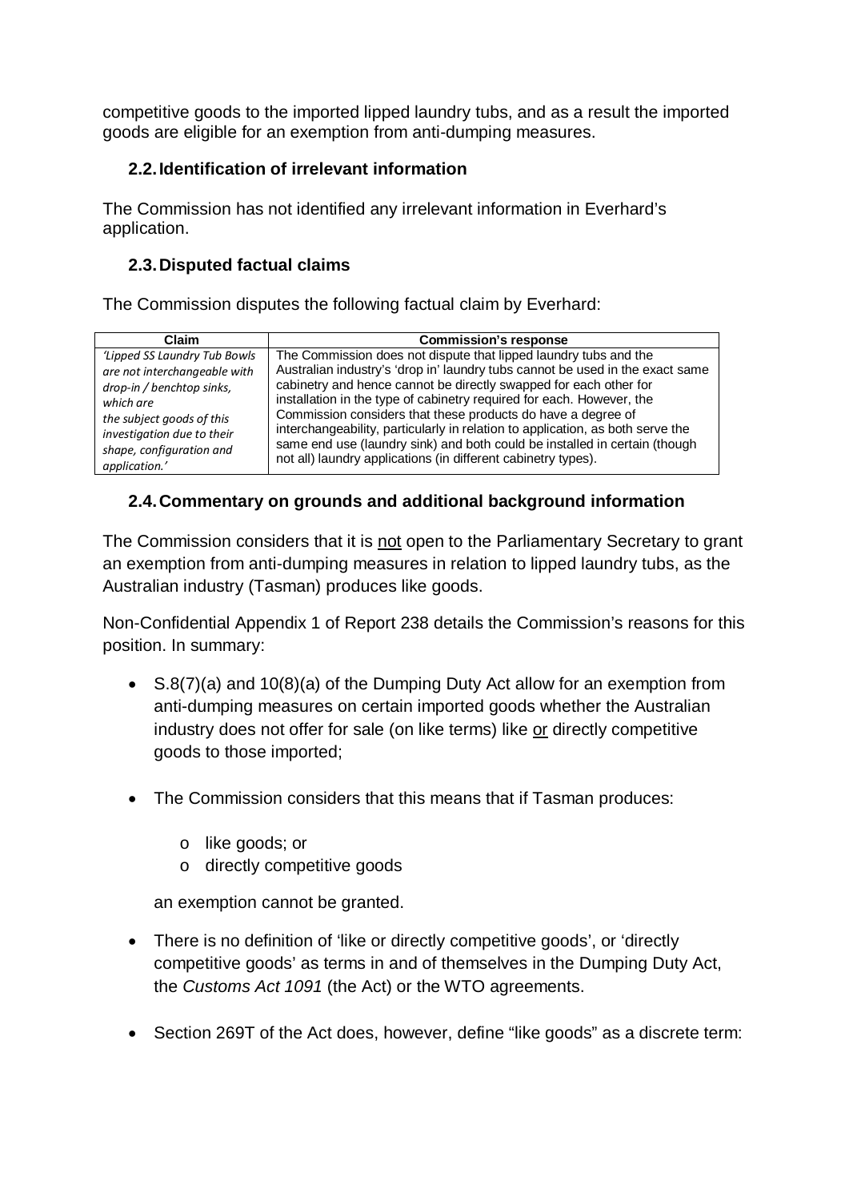competitive goods to the imported lipped laundry tubs, and as a result the imported goods are eligible for an exemption from anti-dumping measures.

### 2.2. Identification of irrelevant information

The Commission has not identified any irrelevant information in Everhard's application.

### 2.3. Disputed factual claims

The Commission disputes the following factual claim by Everhard:

| Claim | Commission's response |
| --- | --- |
| *'Lipped SS Laundry Tub Bowls are not interchangeable with drop-in / benchtop sinks, which are the subject goods of this investigation due to their shape, configuration and application.'* | The Commission does not dispute that lipped laundry tubs and the Australian industry's 'drop in' laundry tubs cannot be used in the exact same cabinetry and hence cannot be directly swapped for each other for installation in the type of cabinetry required for each. However, the Commission considers that these products do have a degree of interchangeability, particularly in relation to application, as both serve the same end use (laundry sink) and both could be installed in certain (though not all) laundry applications (in different cabinetry types). |

### 2.4. Commentary on grounds and additional background information

The Commission considers that it is not open to the Parliamentary Secretary to grant an exemption from anti-dumping measures in relation to lipped laundry tubs, as the Australian industry (Tasman) produces like goods.

Non-Confidential Appendix 1 of Report 238 details the Commission's reasons for this position. In summary:

- S.8(7)(a) and 10(8)(a) of the Dumping Duty Act allow for an exemption from anti-dumping measures on certain imported goods whether the Australian industry does not offer for sale (on like terms) like or directly competitive goods to those imported;

- The Commission considers that this means that if Tasman produces:
  - like goods; or
  - directly competitive goods

  an exemption cannot be granted.

- There is no definition of 'like or directly competitive goods', or 'directly competitive goods' as terms in and of themselves in the Dumping Duty Act, the *Customs Act 1091* (the Act) or the WTO agreements.

- Section 269T of the Act does, however, define "like goods" as a discrete term: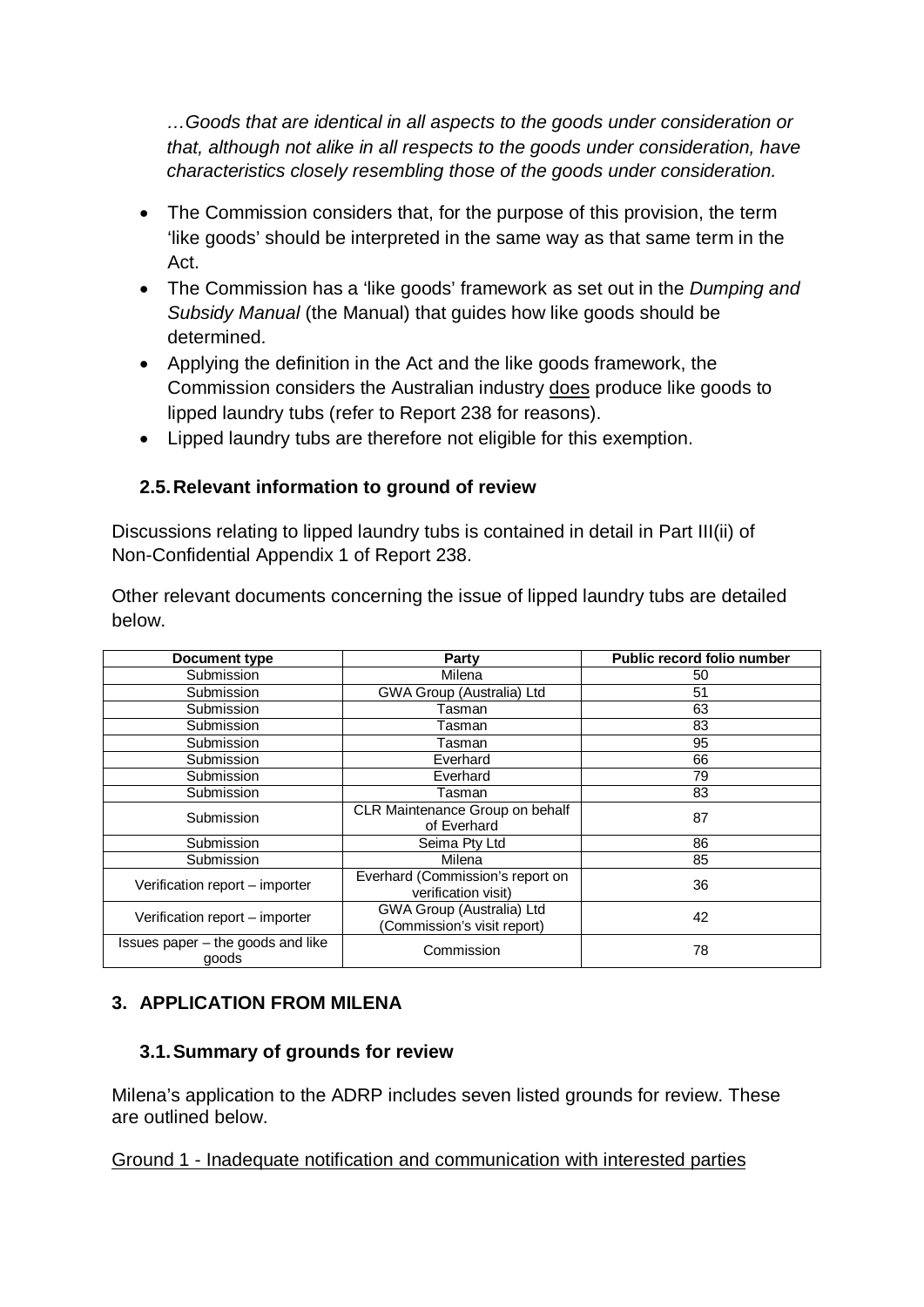*…Goods that are identical in all aspects to the goods under consideration or that, although not alike in all respects to the goods under consideration, have characteristics closely resembling those of the goods under consideration.*

- The Commission considers that, for the purpose of this provision, the term 'like goods' should be interpreted in the same way as that same term in the Act.
- The Commission has a 'like goods' framework as set out in the *Dumping and Subsidy Manual* (the Manual) that guides how like goods should be determined.
- Applying the definition in the Act and the like goods framework, the Commission considers the Australian industry <u>does</u> produce like goods to lipped laundry tubs (refer to Report 238 for reasons).
- Lipped laundry tubs are therefore not eligible for this exemption.

### 2.5. Relevant information to ground of review

Discussions relating to lipped laundry tubs is contained in detail in Part III(ii) of Non-Confidential Appendix 1 of Report 238.

Other relevant documents concerning the issue of lipped laundry tubs are detailed below.

| Document type | Party | Public record folio number |
|---|---|---|
| Submission | Milena | 50 |
| Submission | GWA Group (Australia) Ltd | 51 |
| Submission | Tasman | 63 |
| Submission | Tasman | 83 |
| Submission | Tasman | 95 |
| Submission | Everhard | 66 |
| Submission | Everhard | 79 |
| Submission | Tasman | 83 |
| Submission | CLR Maintenance Group on behalf of Everhard | 87 |
| Submission | Seima Pty Ltd | 86 |
| Submission | Milena | 85 |
| Verification report – importer | Everhard (Commission's report on verification visit) | 36 |
| Verification report – importer | GWA Group (Australia) Ltd (Commission's visit report) | 42 |
| Issues paper – the goods and like goods | Commission | 78 |

## 3. APPLICATION FROM MILENA

### 3.1. Summary of grounds for review

Milena's application to the ADRP includes seven listed grounds for review. These are outlined below.

<u>Ground 1 - Inadequate notification and communication with interested parties</u>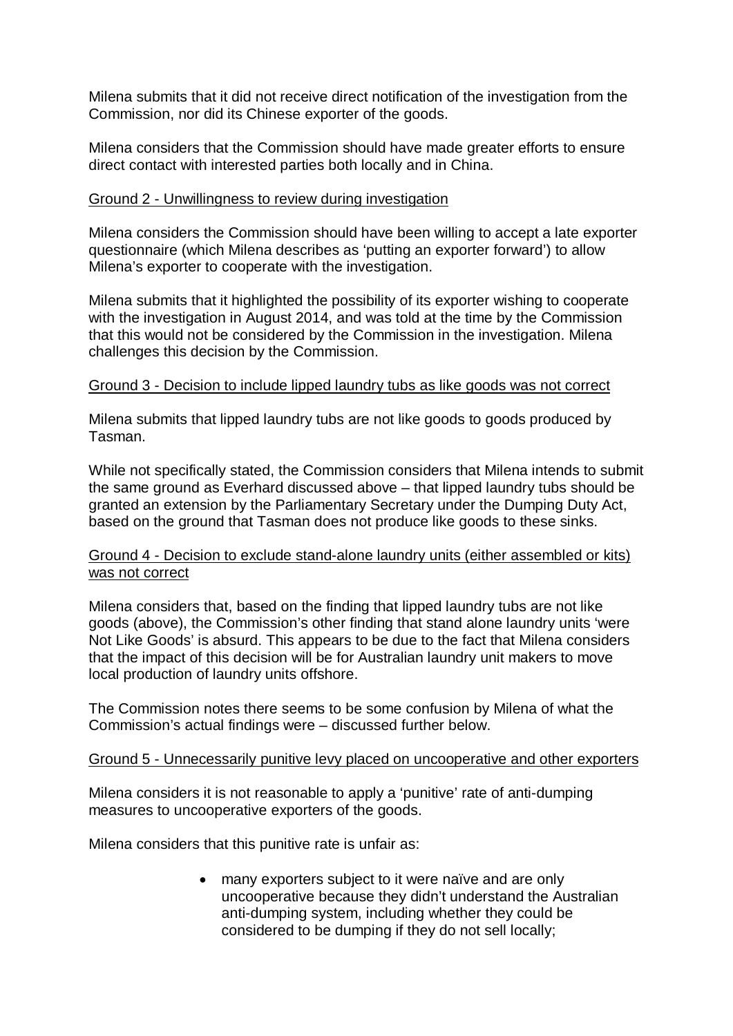Milena submits that it did not receive direct notification of the investigation from the Commission, nor did its Chinese exporter of the goods.

Milena considers that the Commission should have made greater efforts to ensure direct contact with interested parties both locally and in China.

Ground 2 - Unwillingness to review during investigation

Milena considers the Commission should have been willing to accept a late exporter questionnaire (which Milena describes as 'putting an exporter forward') to allow Milena's exporter to cooperate with the investigation.

Milena submits that it highlighted the possibility of its exporter wishing to cooperate with the investigation in August 2014, and was told at the time by the Commission that this would not be considered by the Commission in the investigation. Milena challenges this decision by the Commission.

Ground 3 - Decision to include lipped laundry tubs as like goods was not correct

Milena submits that lipped laundry tubs are not like goods to goods produced by Tasman.

While not specifically stated, the Commission considers that Milena intends to submit the same ground as Everhard discussed above – that lipped laundry tubs should be granted an extension by the Parliamentary Secretary under the Dumping Duty Act, based on the ground that Tasman does not produce like goods to these sinks.

Ground 4 - Decision to exclude stand-alone laundry units (either assembled or kits) was not correct

Milena considers that, based on the finding that lipped laundry tubs are not like goods (above), the Commission's other finding that stand alone laundry units 'were Not Like Goods' is absurd. This appears to be due to the fact that Milena considers that the impact of this decision will be for Australian laundry unit makers to move local production of laundry units offshore.

The Commission notes there seems to be some confusion by Milena of what the Commission's actual findings were – discussed further below.

Ground 5 - Unnecessarily punitive levy placed on uncooperative and other exporters

Milena considers it is not reasonable to apply a 'punitive' rate of anti-dumping measures to uncooperative exporters of the goods.

Milena considers that this punitive rate is unfair as:

- many exporters subject to it were naïve and are only uncooperative because they didn't understand the Australian anti-dumping system, including whether they could be considered to be dumping if they do not sell locally;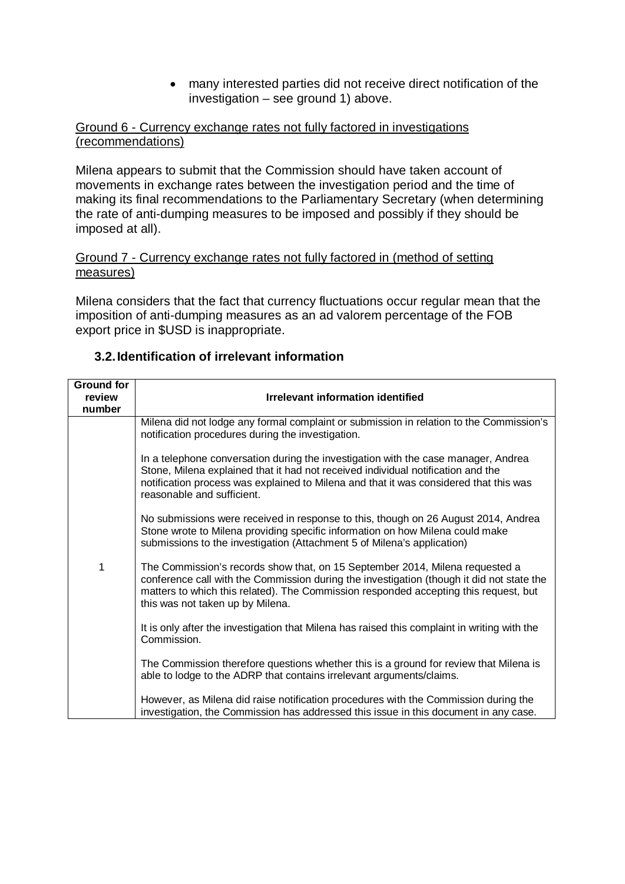- many interested parties did not receive direct notification of the investigation – see ground 1) above.

Ground 6 - Currency exchange rates not fully factored in investigations (recommendations)

Milena appears to submit that the Commission should have taken account of movements in exchange rates between the investigation period and the time of making its final recommendations to the Parliamentary Secretary (when determining the rate of anti-dumping measures to be imposed and possibly if they should be imposed at all).

Ground 7 - Currency exchange rates not fully factored in (method of setting measures)

Milena considers that the fact that currency fluctuations occur regular mean that the imposition of anti-dumping measures as an ad valorem percentage of the FOB export price in $USD is inappropriate.

### 3.2. Identification of irrelevant information

| Ground for review number | Irrelevant information identified |
| --- | --- |
| 1 | Milena did not lodge any formal complaint or submission in relation to the Commission's notification procedures during the investigation.<br><br>In a telephone conversation during the investigation with the case manager, Andrea Stone, Milena explained that it had not received individual notification and the notification process was explained to Milena and that it was considered that this was reasonable and sufficient.<br><br>No submissions were received in response to this, though on 26 August 2014, Andrea Stone wrote to Milena providing specific information on how Milena could make submissions to the investigation (Attachment 5 of Milena's application)<br><br>The Commission's records show that, on 15 September 2014, Milena requested a conference call with the Commission during the investigation (though it did not state the matters to which this related). The Commission responded accepting this request, but this was not taken up by Milena.<br><br>It is only after the investigation that Milena has raised this complaint in writing with the Commission.<br><br>The Commission therefore questions whether this is a ground for review that Milena is able to lodge to the ADRP that contains irrelevant arguments/claims.<br><br>However, as Milena did raise notification procedures with the Commission during the investigation, the Commission has addressed this issue in this document in any case. |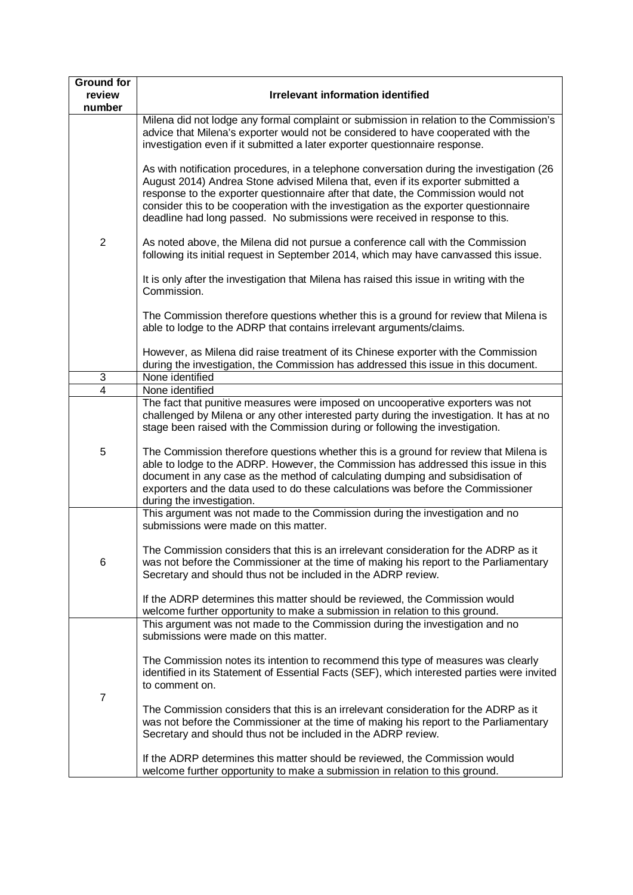| Ground for review number | Irrelevant information identified |
|---|---|
| 2 | Milena did not lodge any formal complaint or submission in relation to the Commission's advice that Milena's exporter would not be considered to have cooperated with the investigation even if it submitted a later exporter questionnaire response.<br><br>As with notification procedures, in a telephone conversation during the investigation (26 August 2014) Andrea Stone advised Milena that, even if its exporter submitted a response to the exporter questionnaire after that date, the Commission would not consider this to be cooperation with the investigation as the exporter questionnaire deadline had long passed. No submissions were received in response to this.<br><br>As noted above, the Milena did not pursue a conference call with the Commission following its initial request in September 2014, which may have canvassed this issue.<br><br>It is only after the investigation that Milena has raised this issue in writing with the Commission.<br><br>The Commission therefore questions whether this is a ground for review that Milena is able to lodge to the ADRP that contains irrelevant arguments/claims.<br><br>However, as Milena did raise treatment of its Chinese exporter with the Commission during the investigation, the Commission has addressed this issue in this document. |
| 3 | None identified |
| 4 | None identified |
| 5 | The fact that punitive measures were imposed on uncooperative exporters was not challenged by Milena or any other interested party during the investigation. It has at no stage been raised with the Commission during or following the investigation.<br><br>The Commission therefore questions whether this is a ground for review that Milena is able to lodge to the ADRP. However, the Commission has addressed this issue in this document in any case as the method of calculating dumping and subsidisation of exporters and the data used to do these calculations was before the Commissioner during the investigation. |
| 6 | This argument was not made to the Commission during the investigation and no submissions were made on this matter.<br><br>The Commission considers that this is an irrelevant consideration for the ADRP as it was not before the Commissioner at the time of making his report to the Parliamentary Secretary and should thus not be included in the ADRP review.<br><br>If the ADRP determines this matter should be reviewed, the Commission would welcome further opportunity to make a submission in relation to this ground. |
| 7 | This argument was not made to the Commission during the investigation and no submissions were made on this matter.<br><br>The Commission notes its intention to recommend this type of measures was clearly identified in its Statement of Essential Facts (SEF), which interested parties were invited to comment on.<br><br>The Commission considers that this is an irrelevant consideration for the ADRP as it was not before the Commissioner at the time of making his report to the Parliamentary Secretary and should thus not be included in the ADRP review.<br><br>If the ADRP determines this matter should be reviewed, the Commission would welcome further opportunity to make a submission in relation to this ground. |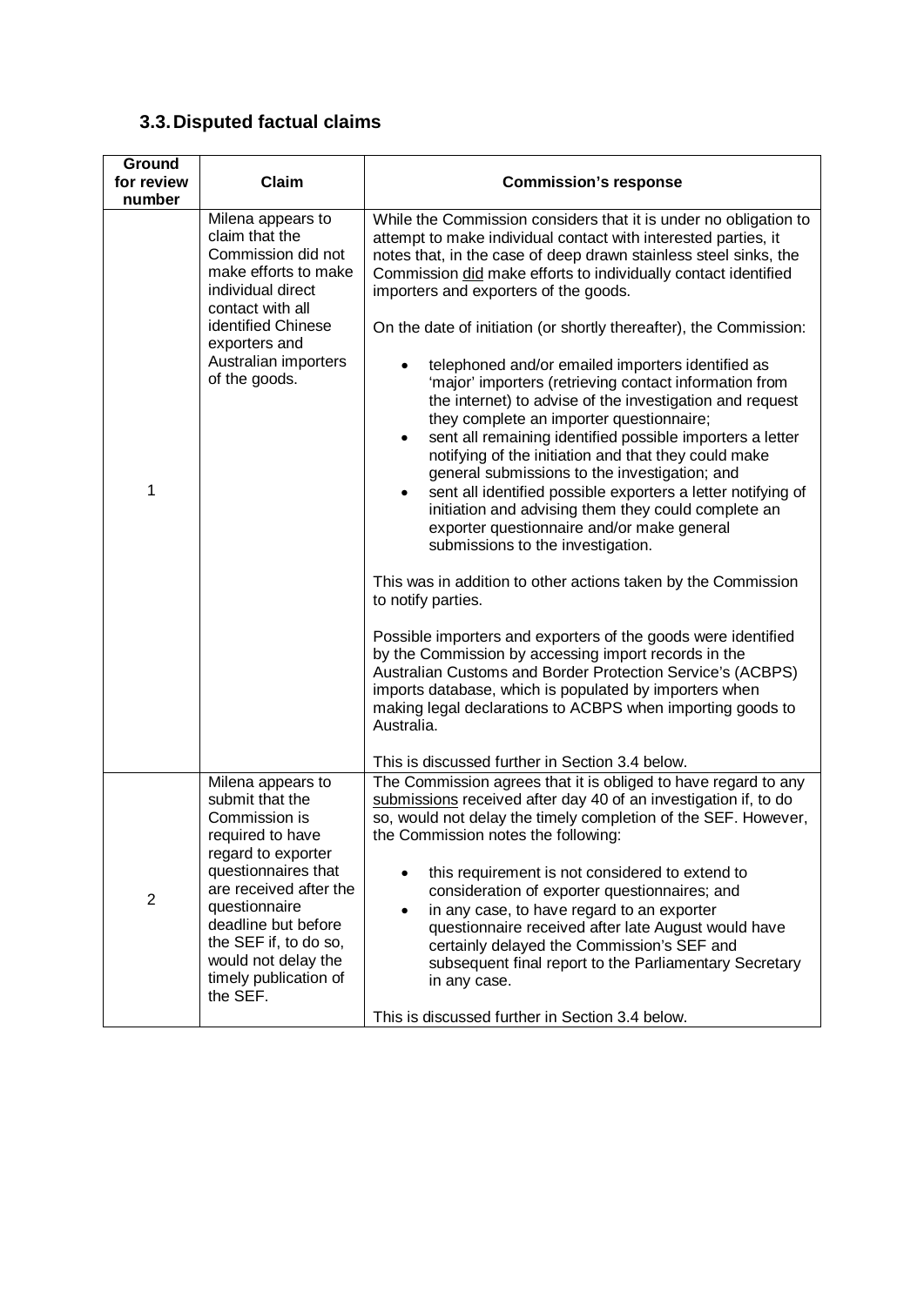### 3.3. Disputed factual claims

| Ground for review number | Claim | Commission's response |
|---|---|---|
| 1 | Milena appears to claim that the Commission did not make efforts to make individual direct contact with all identified Chinese exporters and Australian importers of the goods. | While the Commission considers that it is under no obligation to attempt to make individual contact with interested parties, it notes that, in the case of deep drawn stainless steel sinks, the Commission did make efforts to individually contact identified importers and exporters of the goods.<br><br>On the date of initiation (or shortly thereafter), the Commission:<br><br>• telephoned and/or emailed importers identified as 'major' importers (retrieving contact information from the internet) to advise of the investigation and request they complete an importer questionnaire;<br>• sent all remaining identified possible importers a letter notifying of the initiation and that they could make general submissions to the investigation; and<br>• sent all identified possible exporters a letter notifying of initiation and advising them they could complete an exporter questionnaire and/or make general submissions to the investigation.<br><br>This was in addition to other actions taken by the Commission to notify parties.<br><br>Possible importers and exporters of the goods were identified by the Commission by accessing import records in the Australian Customs and Border Protection Service's (ACBPS) imports database, which is populated by importers when making legal declarations to ACBPS when importing goods to Australia.<br><br>This is discussed further in Section 3.4 below. |
| 2 | Milena appears to submit that the Commission is required to have regard to exporter questionnaires that are received after the questionnaire deadline but before the SEF if, to do so, would not delay the timely publication of the SEF. | The Commission agrees that it is obliged to have regard to any submissions received after day 40 of an investigation if, to do so, would not delay the timely completion of the SEF. However, the Commission notes the following:<br><br>• this requirement is not considered to extend to consideration of exporter questionnaires; and<br>• in any case, to have regard to an exporter questionnaire received after late August would have certainly delayed the Commission's SEF and subsequent final report to the Parliamentary Secretary in any case.<br><br>This is discussed further in Section 3.4 below. |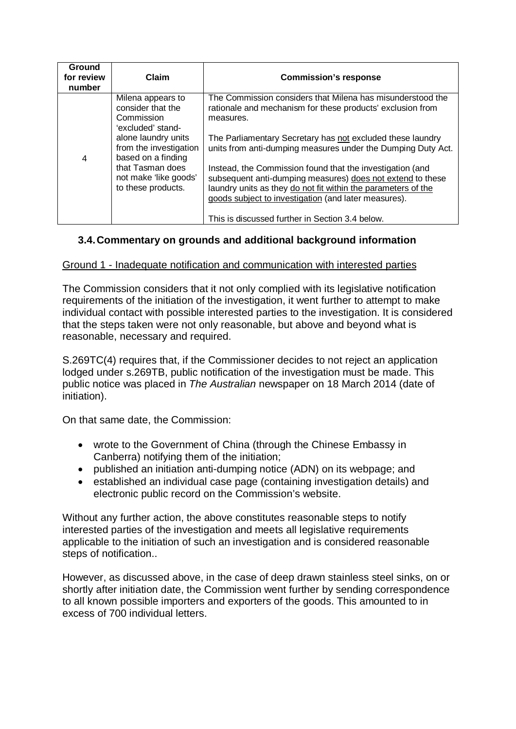| Ground for review number | Claim | Commission's response |
|---|---|---|
| 4 | Milena appears to consider that the Commission 'excluded' stand-alone laundry units from the investigation based on a finding that Tasman does not make 'like goods' to these products. | The Commission considers that Milena has misunderstood the rationale and mechanism for these products' exclusion from measures.<br><br>The Parliamentary Secretary has not excluded these laundry units from anti-dumping measures under the Dumping Duty Act.<br><br>Instead, the Commission found that the investigation (and subsequent anti-dumping measures) does not extend to these laundry units as they do not fit within the parameters of the goods subject to investigation (and later measures).<br><br>This is discussed further in Section 3.4 below. |

### 3.4. Commentary on grounds and additional background information

Ground 1 - Inadequate notification and communication with interested parties

The Commission considers that it not only complied with its legislative notification requirements of the initiation of the investigation, it went further to attempt to make individual contact with possible interested parties to the investigation. It is considered that the steps taken were not only reasonable, but above and beyond what is reasonable, necessary and required.

S.269TC(4) requires that, if the Commissioner decides to not reject an application lodged under s.269TB, public notification of the investigation must be made. This public notice was placed in *The Australian* newspaper on 18 March 2014 (date of initiation).

On that same date, the Commission:

- wrote to the Government of China (through the Chinese Embassy in Canberra) notifying them of the initiation;
- published an initiation anti-dumping notice (ADN) on its webpage; and
- established an individual case page (containing investigation details) and electronic public record on the Commission's website.

Without any further action, the above constitutes reasonable steps to notify interested parties of the investigation and meets all legislative requirements applicable to the initiation of such an investigation and is considered reasonable steps of notification..

However, as discussed above, in the case of deep drawn stainless steel sinks, on or shortly after initiation date, the Commission went further by sending correspondence to all known possible importers and exporters of the goods. This amounted to in excess of 700 individual letters.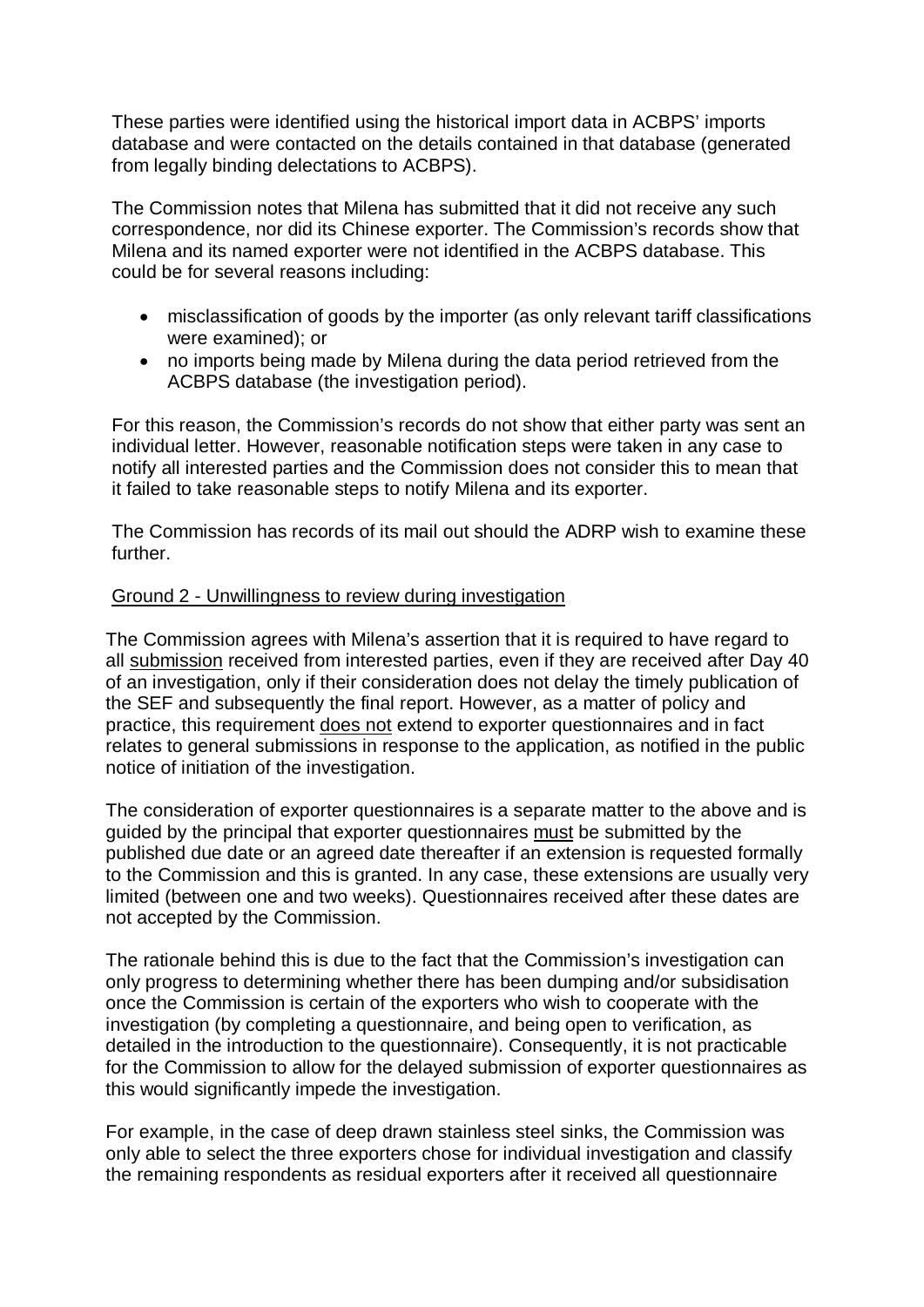These parties were identified using the historical import data in ACBPS' imports database and were contacted on the details contained in that database (generated from legally binding delectations to ACBPS).

The Commission notes that Milena has submitted that it did not receive any such correspondence, nor did its Chinese exporter. The Commission's records show that Milena and its named exporter were not identified in the ACBPS database. This could be for several reasons including:

- misclassification of goods by the importer (as only relevant tariff classifications were examined); or
- no imports being made by Milena during the data period retrieved from the ACBPS database (the investigation period).

For this reason, the Commission's records do not show that either party was sent an individual letter. However, reasonable notification steps were taken in any case to notify all interested parties and the Commission does not consider this to mean that it failed to take reasonable steps to notify Milena and its exporter.

The Commission has records of its mail out should the ADRP wish to examine these further.

<u>Ground 2 - Unwillingness to review during investigation</u>

The Commission agrees with Milena's assertion that it is required to have regard to all <u>submission</u> received from interested parties, even if they are received after Day 40 of an investigation, only if their consideration does not delay the timely publication of the SEF and subsequently the final report. However, as a matter of policy and practice, this requirement <u>does not</u> extend to exporter questionnaires and in fact relates to general submissions in response to the application, as notified in the public notice of initiation of the investigation.

The consideration of exporter questionnaires is a separate matter to the above and is guided by the principal that exporter questionnaires <u>must</u> be submitted by the published due date or an agreed date thereafter if an extension is requested formally to the Commission and this is granted. In any case, these extensions are usually very limited (between one and two weeks). Questionnaires received after these dates are not accepted by the Commission.

The rationale behind this is due to the fact that the Commission's investigation can only progress to determining whether there has been dumping and/or subsidisation once the Commission is certain of the exporters who wish to cooperate with the investigation (by completing a questionnaire, and being open to verification, as detailed in the introduction to the questionnaire). Consequently, it is not practicable for the Commission to allow for the delayed submission of exporter questionnaires as this would significantly impede the investigation.

For example, in the case of deep drawn stainless steel sinks, the Commission was only able to select the three exporters chose for individual investigation and classify the remaining respondents as residual exporters after it received all questionnaire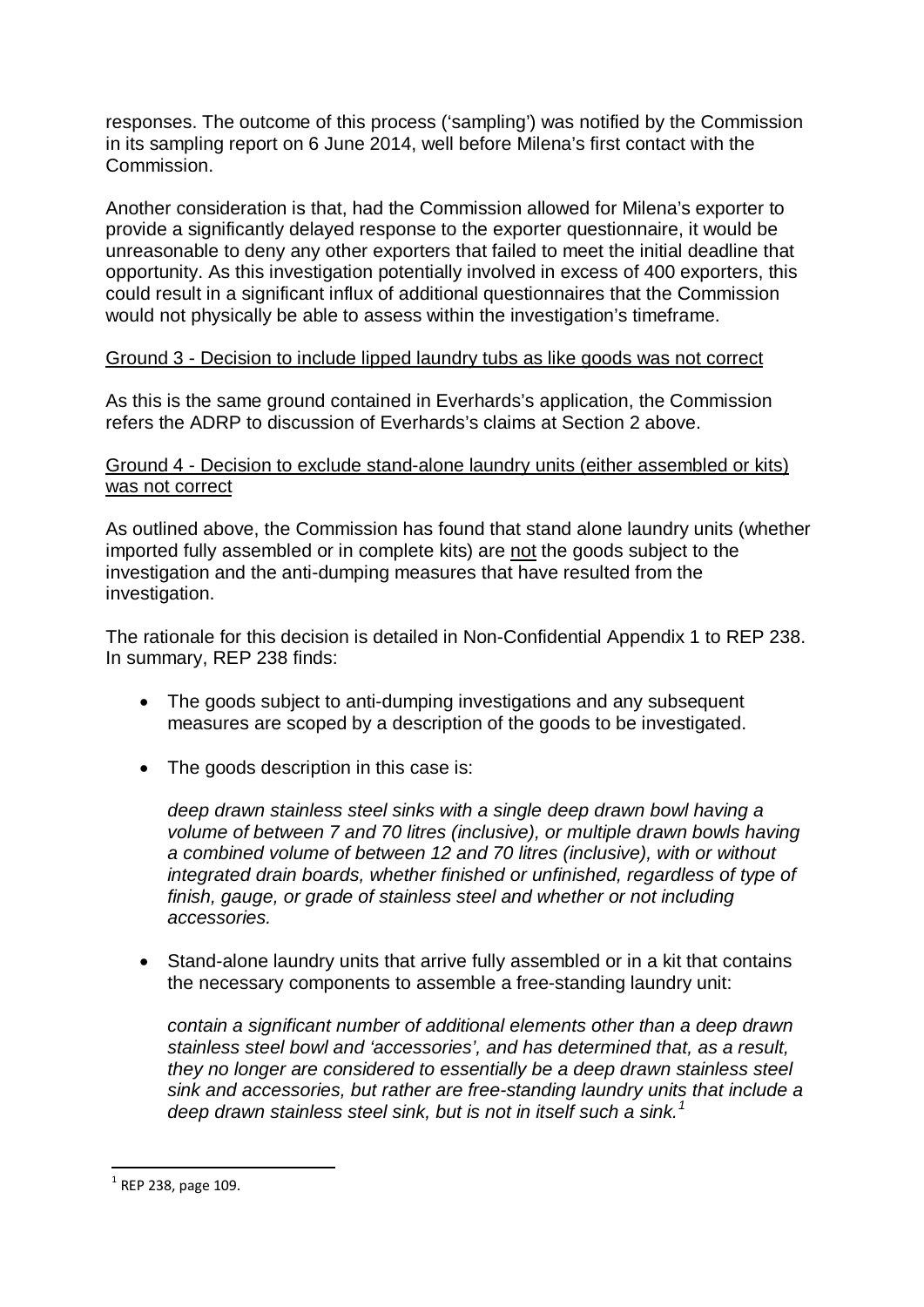responses. The outcome of this process ('sampling') was notified by the Commission in its sampling report on 6 June 2014, well before Milena's first contact with the Commission.

Another consideration is that, had the Commission allowed for Milena's exporter to provide a significantly delayed response to the exporter questionnaire, it would be unreasonable to deny any other exporters that failed to meet the initial deadline that opportunity. As this investigation potentially involved in excess of 400 exporters, this could result in a significant influx of additional questionnaires that the Commission would not physically be able to assess within the investigation's timeframe.

<u>Ground 3 - Decision to include lipped laundry tubs as like goods was not correct</u>

As this is the same ground contained in Everhards's application, the Commission refers the ADRP to discussion of Everhards's claims at Section 2 above.

<u>Ground 4 - Decision to exclude stand-alone laundry units (either assembled or kits) was not correct</u>

As outlined above, the Commission has found that stand alone laundry units (whether imported fully assembled or in complete kits) are <u>not</u> the goods subject to the investigation and the anti-dumping measures that have resulted from the investigation.

The rationale for this decision is detailed in Non-Confidential Appendix 1 to REP 238. In summary, REP 238 finds:

- The goods subject to anti-dumping investigations and any subsequent measures are scoped by a description of the goods to be investigated.
- The goods description in this case is:

  *deep drawn stainless steel sinks with a single deep drawn bowl having a volume of between 7 and 70 litres (inclusive), or multiple drawn bowls having a combined volume of between 12 and 70 litres (inclusive), with or without integrated drain boards, whether finished or unfinished, regardless of type of finish, gauge, or grade of stainless steel and whether or not including accessories.*

- Stand-alone laundry units that arrive fully assembled or in a kit that contains the necessary components to assemble a free-standing laundry unit:

  *contain a significant number of additional elements other than a deep drawn stainless steel bowl and 'accessories', and has determined that, as a result, they no longer are considered to essentially be a deep drawn stainless steel sink and accessories, but rather are free-standing laundry units that include a deep drawn stainless steel sink, but is not in itself such a sink.*[1]

---

[1] REP 238, page 109.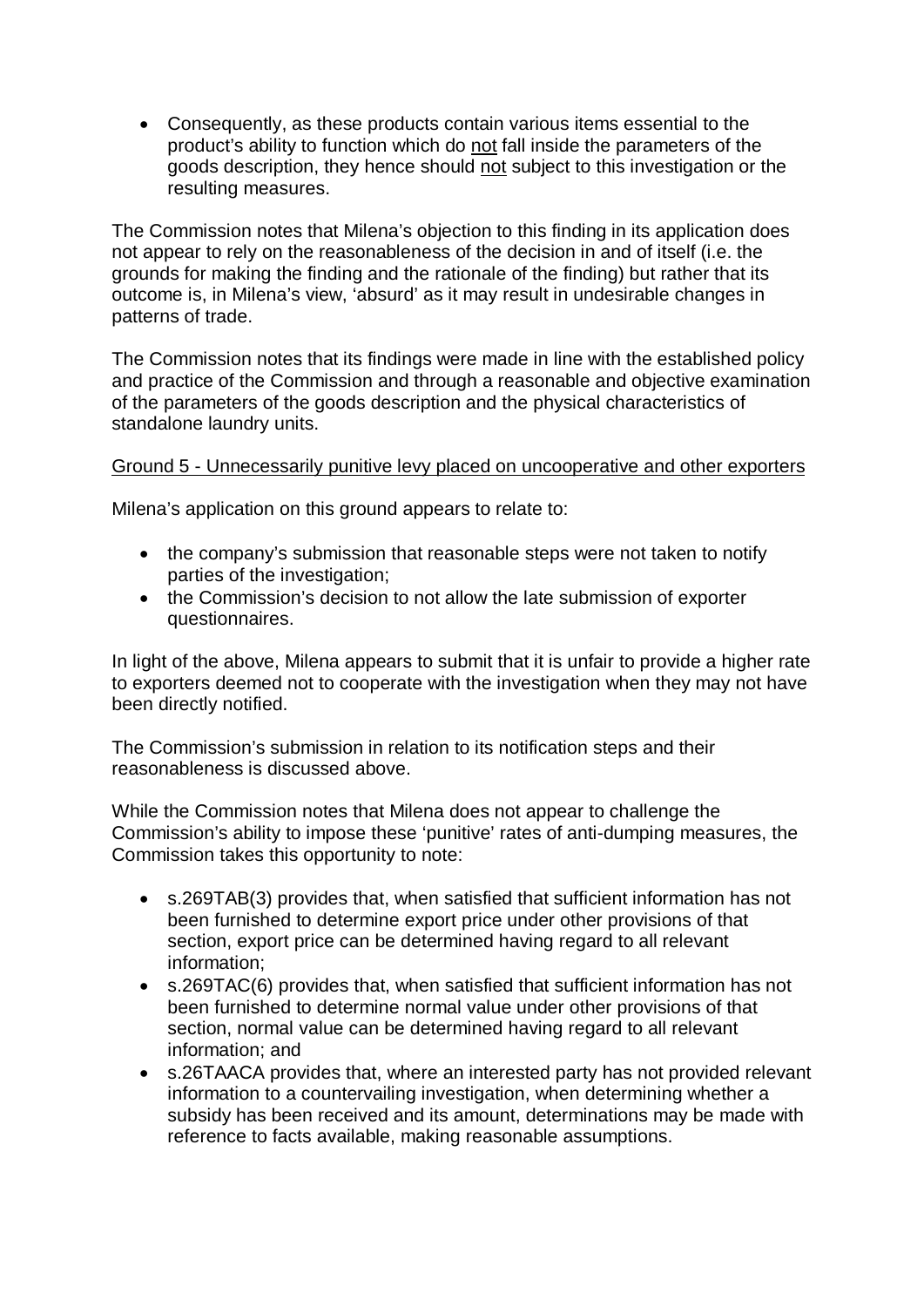- Consequently, as these products contain various items essential to the product's ability to function which do <u>not</u> fall inside the parameters of the goods description, they hence should <u>not</u> subject to this investigation or the resulting measures.

The Commission notes that Milena's objection to this finding in its application does not appear to rely on the reasonableness of the decision in and of itself (i.e. the grounds for making the finding and the rationale of the finding) but rather that its outcome is, in Milena's view, 'absurd' as it may result in undesirable changes in patterns of trade.

The Commission notes that its findings were made in line with the established policy and practice of the Commission and through a reasonable and objective examination of the parameters of the goods description and the physical characteristics of standalone laundry units.

<u>Ground 5 - Unnecessarily punitive levy placed on uncooperative and other exporters</u>

Milena's application on this ground appears to relate to:

- the company's submission that reasonable steps were not taken to notify parties of the investigation;
- the Commission's decision to not allow the late submission of exporter questionnaires.

In light of the above, Milena appears to submit that it is unfair to provide a higher rate to exporters deemed not to cooperate with the investigation when they may not have been directly notified.

The Commission's submission in relation to its notification steps and their reasonableness is discussed above.

While the Commission notes that Milena does not appear to challenge the Commission's ability to impose these 'punitive' rates of anti-dumping measures, the Commission takes this opportunity to note:

- s.269TAB(3) provides that, when satisfied that sufficient information has not been furnished to determine export price under other provisions of that section, export price can be determined having regard to all relevant information;
- s.269TAC(6) provides that, when satisfied that sufficient information has not been furnished to determine normal value under other provisions of that section, normal value can be determined having regard to all relevant information; and
- s.26TAACA provides that, where an interested party has not provided relevant information to a countervailing investigation, when determining whether a subsidy has been received and its amount, determinations may be made with reference to facts available, making reasonable assumptions.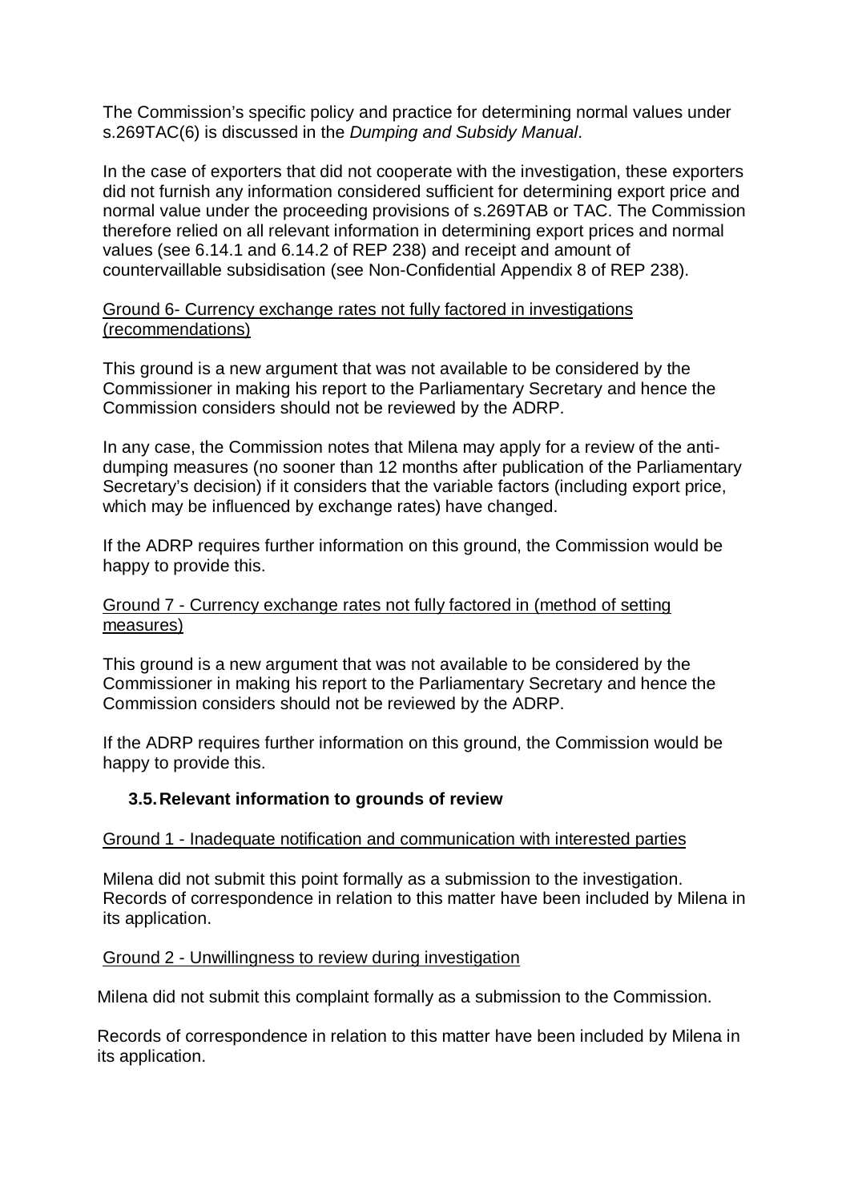The Commission's specific policy and practice for determining normal values under s.269TAC(6) is discussed in the *Dumping and Subsidy Manual*.

In the case of exporters that did not cooperate with the investigation, these exporters did not furnish any information considered sufficient for determining export price and normal value under the proceeding provisions of s.269TAB or TAC. The Commission therefore relied on all relevant information in determining export prices and normal values (see 6.14.1 and 6.14.2 of REP 238) and receipt and amount of countervaillable subsidisation (see Non-Confidential Appendix 8 of REP 238).

Ground 6- Currency exchange rates not fully factored in investigations (recommendations)

This ground is a new argument that was not available to be considered by the Commissioner in making his report to the Parliamentary Secretary and hence the Commission considers should not be reviewed by the ADRP.

In any case, the Commission notes that Milena may apply for a review of the anti-dumping measures (no sooner than 12 months after publication of the Parliamentary Secretary's decision) if it considers that the variable factors (including export price, which may be influenced by exchange rates) have changed.

If the ADRP requires further information on this ground, the Commission would be happy to provide this.

Ground 7 - Currency exchange rates not fully factored in (method of setting measures)

This ground is a new argument that was not available to be considered by the Commissioner in making his report to the Parliamentary Secretary and hence the Commission considers should not be reviewed by the ADRP.

If the ADRP requires further information on this ground, the Commission would be happy to provide this.

### 3.5. Relevant information to grounds of review

Ground 1 - Inadequate notification and communication with interested parties

Milena did not submit this point formally as a submission to the investigation. Records of correspondence in relation to this matter have been included by Milena in its application.

Ground 2 - Unwillingness to review during investigation

Milena did not submit this complaint formally as a submission to the Commission.

Records of correspondence in relation to this matter have been included by Milena in its application.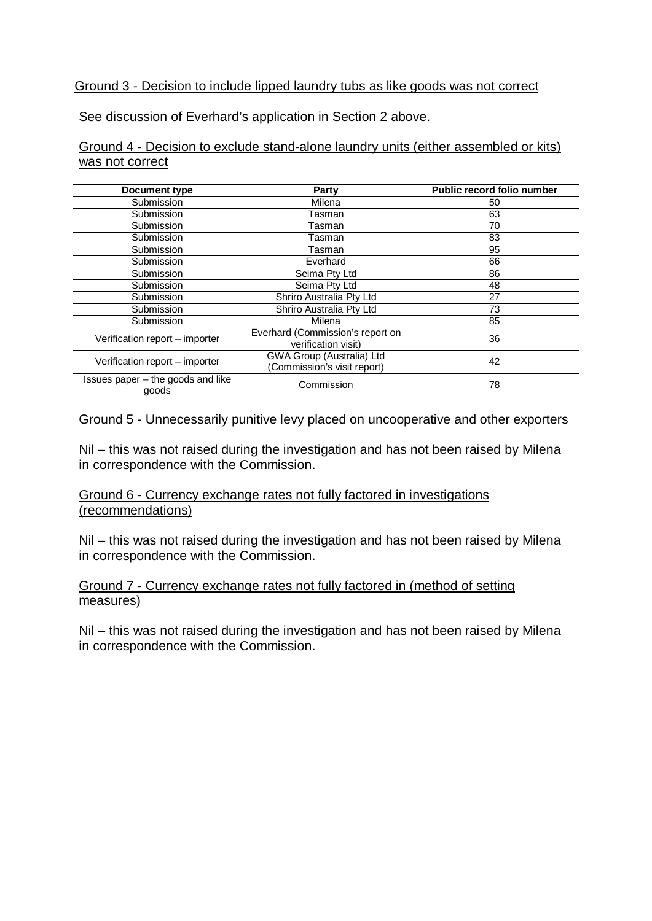Ground 3 - Decision to include lipped laundry tubs as like goods was not correct

See discussion of Everhard's application in Section 2 above.

Ground 4 - Decision to exclude stand-alone laundry units (either assembled or kits) was not correct

| Document type | Party | Public record folio number |
|---|---|---|
| Submission | Milena | 50 |
| Submission | Tasman | 63 |
| Submission | Tasman | 70 |
| Submission | Tasman | 83 |
| Submission | Tasman | 95 |
| Submission | Everhard | 66 |
| Submission | Seima Pty Ltd | 86 |
| Submission | Seima Pty Ltd | 48 |
| Submission | Shriro Australia Pty Ltd | 27 |
| Submission | Shriro Australia Pty Ltd | 73 |
| Submission | Milena | 85 |
| Verification report – importer | Everhard (Commission's report on verification visit) | 36 |
| Verification report – importer | GWA Group (Australia) Ltd (Commission's visit report) | 42 |
| Issues paper – the goods and like goods | Commission | 78 |

Ground 5 - Unnecessarily punitive levy placed on uncooperative and other exporters

Nil – this was not raised during the investigation and has not been raised by Milena in correspondence with the Commission.

Ground 6 - Currency exchange rates not fully factored in investigations (recommendations)

Nil – this was not raised during the investigation and has not been raised by Milena in correspondence with the Commission.

Ground 7 - Currency exchange rates not fully factored in (method of setting measures)

Nil – this was not raised during the investigation and has not been raised by Milena in correspondence with the Commission.